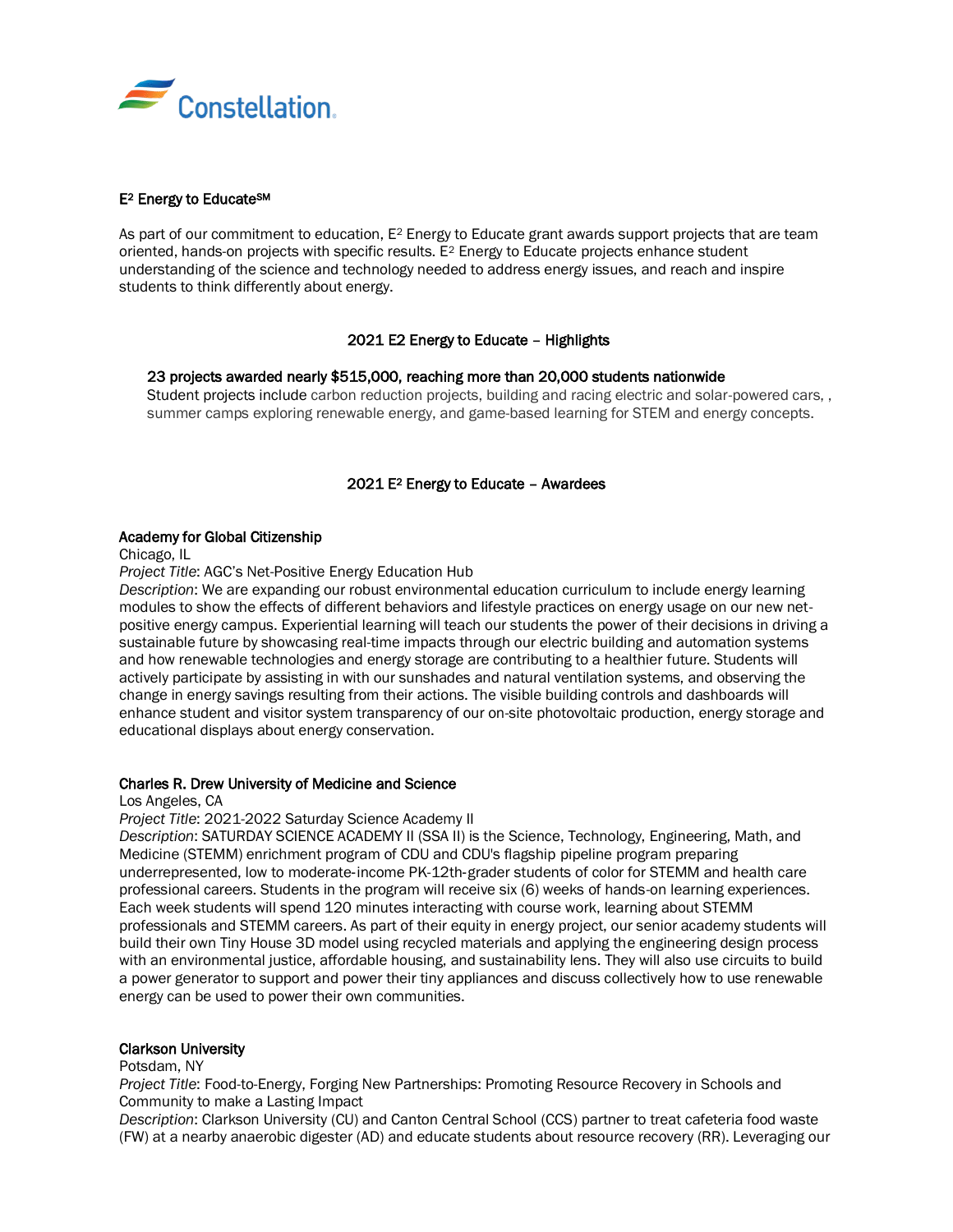Constellation.

## E² Energy to Educate℠

As part of our commitment to education, E² Energy to Educate grant awards support projects that are team oriented, hands-on projects with specific results. E² Energy to Educate projects enhance student understanding of the science and technology needed to address energy issues, and reach and inspire students to think differently about energy.

### 2021 E2 Energy to Educate – Highlights

**23 projects awarded nearly $515,000, reaching more than 20,000 students nationwide**
Student projects include carbon reduction projects, building and racing electric and solar-powered cars, , summer camps exploring renewable energy, and game-based learning for STEM and energy concepts.

### 2021 E² Energy to Educate – Awardees

**Academy for Global Citizenship**
Chicago, IL
*Project Title*: AGC's Net-Positive Energy Education Hub
*Description*: We are expanding our robust environmental education curriculum to include energy learning modules to show the effects of different behaviors and lifestyle practices on energy usage on our new net-positive energy campus. Experiential learning will teach our students the power of their decisions in driving a sustainable future by showcasing real-time impacts through our electric building and automation systems and how renewable technologies and energy storage are contributing to a healthier future. Students will actively participate by assisting in with our sunshades and natural ventilation systems, and observing the change in energy savings resulting from their actions. The visible building controls and dashboards will enhance student and visitor system transparency of our on-site photovoltaic production, energy storage and educational displays about energy conservation.

**Charles R. Drew University of Medicine and Science**
Los Angeles, CA
*Project Title*: 2021-2022 Saturday Science Academy II
*Description*: SATURDAY SCIENCE ACADEMY II (SSA II) is the Science, Technology, Engineering, Math, and Medicine (STEMM) enrichment program of CDU and CDU's flagship pipeline program preparing underrepresented, low to moderate-income PK-12th-grader students of color for STEMM and health care professional careers. Students in the program will receive six (6) weeks of hands-on learning experiences. Each week students will spend 120 minutes interacting with course work, learning about STEMM professionals and STEMM careers. As part of their equity in energy project, our senior academy students will build their own Tiny House 3D model using recycled materials and applying the engineering design process with an environmental justice, affordable housing, and sustainability lens. They will also use circuits to build a power generator to support and power their tiny appliances and discuss collectively how to use renewable energy can be used to power their own communities.

**Clarkson University**
Potsdam, NY
*Project Title*: Food-to-Energy, Forging New Partnerships: Promoting Resource Recovery in Schools and Community to make a Lasting Impact
*Description*: Clarkson University (CU) and Canton Central School (CCS) partner to treat cafeteria food waste (FW) at a nearby anaerobic digester (AD) and educate students about resource recovery (RR). Leveraging our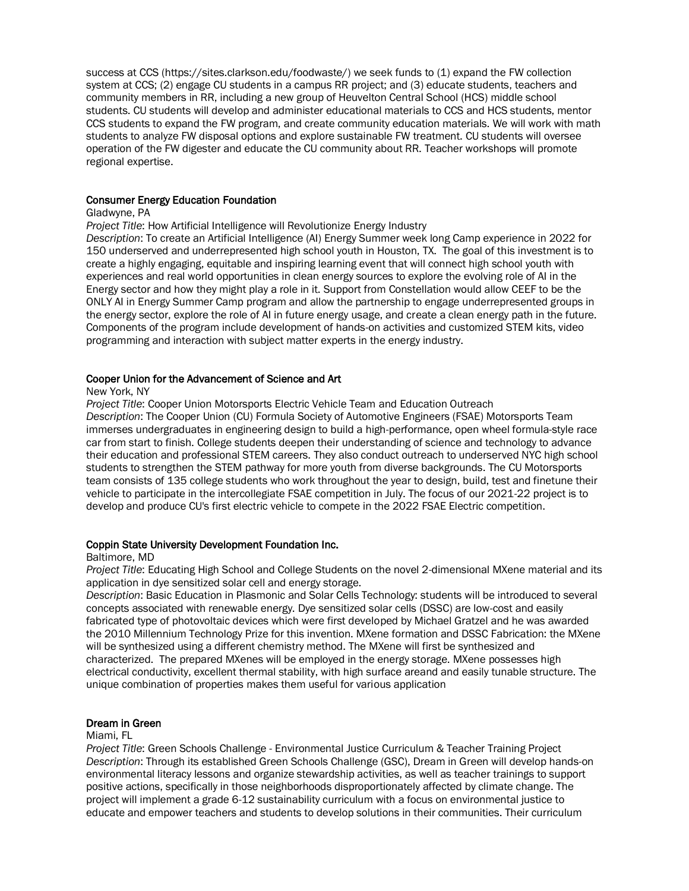success at CCS (https://sites.clarkson.edu/foodwaste/) we seek funds to (1) expand the FW collection system at CCS; (2) engage CU students in a campus RR project; and (3) educate students, teachers and community members in RR, including a new group of Heuvelton Central School (HCS) middle school students. CU students will develop and administer educational materials to CCS and HCS students, mentor CCS students to expand the FW program, and create community education materials. We will work with math students to analyze FW disposal options and explore sustainable FW treatment. CU students will oversee operation of the FW digester and educate the CU community about RR. Teacher workshops will promote regional expertise.

### Consumer Energy Education Foundation

Gladwyne, PA

*Project Title*: How Artificial Intelligence will Revolutionize Energy Industry

*Description*: To create an Artificial Intelligence (AI) Energy Summer week long Camp experience in 2022 for 150 underserved and underrepresented high school youth in Houston, TX. The goal of this investment is to create a highly engaging, equitable and inspiring learning event that will connect high school youth with experiences and real world opportunities in clean energy sources to explore the evolving role of AI in the Energy sector and how they might play a role in it. Support from Constellation would allow CEEF to be the ONLY AI in Energy Summer Camp program and allow the partnership to engage underrepresented groups in the energy sector, explore the role of AI in future energy usage, and create a clean energy path in the future. Components of the program include development of hands-on activities and customized STEM kits, video programming and interaction with subject matter experts in the energy industry.

### Cooper Union for the Advancement of Science and Art

New York, NY

*Project Title*: Cooper Union Motorsports Electric Vehicle Team and Education Outreach

*Description*: The Cooper Union (CU) Formula Society of Automotive Engineers (FSAE) Motorsports Team immerses undergraduates in engineering design to build a high-performance, open wheel formula-style race car from start to finish. College students deepen their understanding of science and technology to advance their education and professional STEM careers. They also conduct outreach to underserved NYC high school students to strengthen the STEM pathway for more youth from diverse backgrounds. The CU Motorsports team consists of 135 college students who work throughout the year to design, build, test and finetune their vehicle to participate in the intercollegiate FSAE competition in July. The focus of our 2021-22 project is to develop and produce CU's first electric vehicle to compete in the 2022 FSAE Electric competition.

### Coppin State University Development Foundation Inc.

Baltimore, MD

*Project Title*: Educating High School and College Students on the novel 2-dimensional MXene material and its application in dye sensitized solar cell and energy storage.

*Description*: Basic Education in Plasmonic and Solar Cells Technology: students will be introduced to several concepts associated with renewable energy. Dye sensitized solar cells (DSSC) are low-cost and easily fabricated type of photovoltaic devices which were first developed by Michael Gratzel and he was awarded the 2010 Millennium Technology Prize for this invention. MXene formation and DSSC Fabrication: the MXene will be synthesized using a different chemistry method. The MXene will first be synthesized and characterized. The prepared MXenes will be employed in the energy storage. MXene possesses high electrical conductivity, excellent thermal stability, with high surface areand and easily tunable structure. The unique combination of properties makes them useful for various application

### Dream in Green

Miami, FL

*Project Title*: Green Schools Challenge - Environmental Justice Curriculum & Teacher Training Project

*Description*: Through its established Green Schools Challenge (GSC), Dream in Green will develop hands-on environmental literacy lessons and organize stewardship activities, as well as teacher trainings to support positive actions, specifically in those neighborhoods disproportionately affected by climate change. The project will implement a grade 6-12 sustainability curriculum with a focus on environmental justice to educate and empower teachers and students to develop solutions in their communities. Their curriculum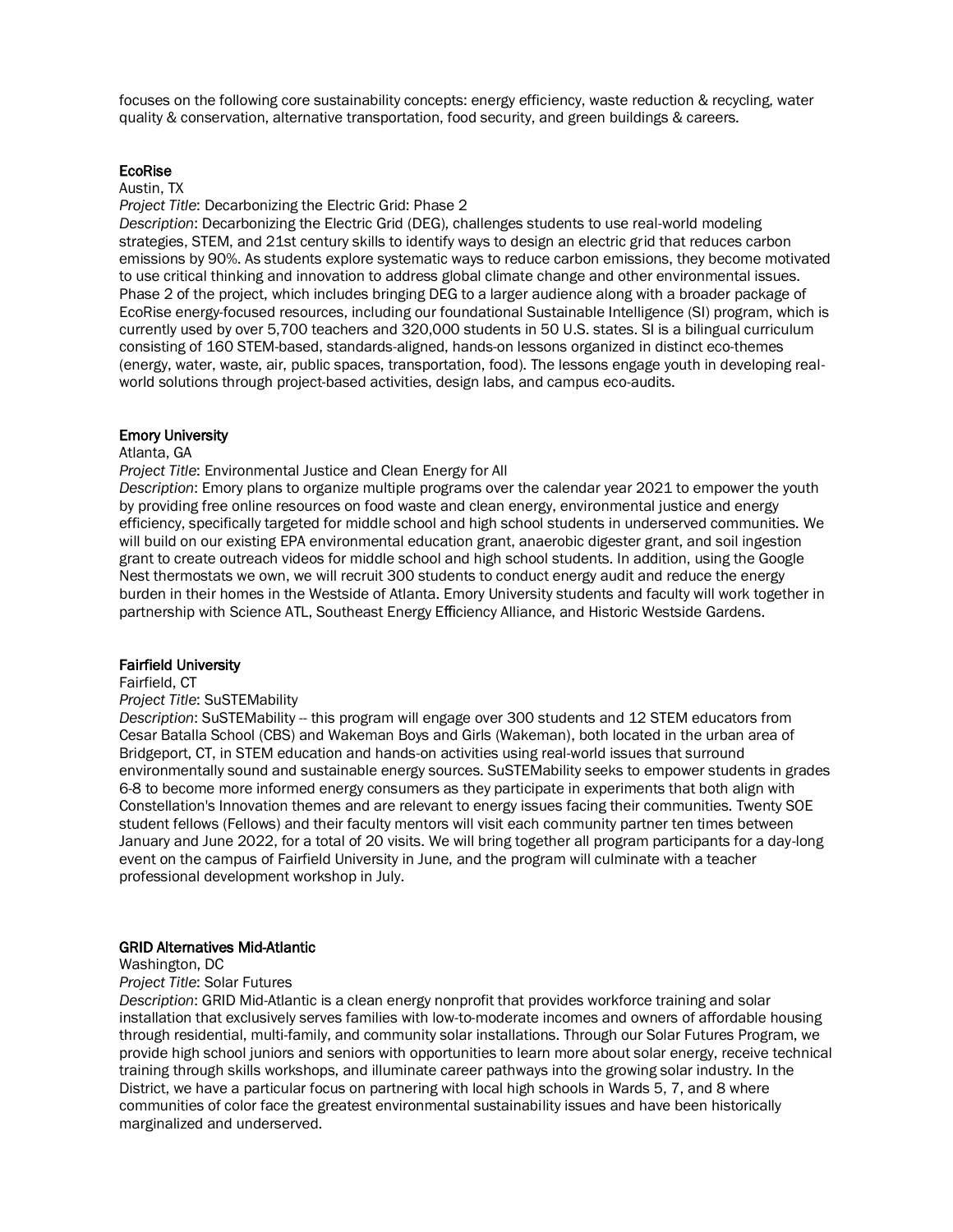focuses on the following core sustainability concepts: energy efficiency, waste reduction & recycling, water quality & conservation, alternative transportation, food security, and green buildings & careers.

**EcoRise**

Austin, TX

*Project Title*: Decarbonizing the Electric Grid: Phase 2

*Description*: Decarbonizing the Electric Grid (DEG), challenges students to use real-world modeling strategies, STEM, and 21st century skills to identify ways to design an electric grid that reduces carbon emissions by 90%. As students explore systematic ways to reduce carbon emissions, they become motivated to use critical thinking and innovation to address global climate change and other environmental issues. Phase 2 of the project, which includes bringing DEG to a larger audience along with a broader package of EcoRise energy-focused resources, including our foundational Sustainable Intelligence (SI) program, which is currently used by over 5,700 teachers and 320,000 students in 50 U.S. states. SI is a bilingual curriculum consisting of 160 STEM-based, standards-aligned, hands-on lessons organized in distinct eco-themes (energy, water, waste, air, public spaces, transportation, food). The lessons engage youth in developing real-world solutions through project-based activities, design labs, and campus eco-audits.

**Emory University**

Atlanta, GA

*Project Title*: Environmental Justice and Clean Energy for All

*Description*: Emory plans to organize multiple programs over the calendar year 2021 to empower the youth by providing free online resources on food waste and clean energy, environmental justice and energy efficiency, specifically targeted for middle school and high school students in underserved communities. We will build on our existing EPA environmental education grant, anaerobic digester grant, and soil ingestion grant to create outreach videos for middle school and high school students. In addition, using the Google Nest thermostats we own, we will recruit 300 students to conduct energy audit and reduce the energy burden in their homes in the Westside of Atlanta. Emory University students and faculty will work together in partnership with Science ATL, Southeast Energy Efficiency Alliance, and Historic Westside Gardens.

**Fairfield University**

Fairfield, CT

*Project Title*: SuSTEMability

*Description*: SuSTEMability -- this program will engage over 300 students and 12 STEM educators from Cesar Batalla School (CBS) and Wakeman Boys and Girls (Wakeman), both located in the urban area of Bridgeport, CT, in STEM education and hands-on activities using real-world issues that surround environmentally sound and sustainable energy sources. SuSTEMability seeks to empower students in grades 6-8 to become more informed energy consumers as they participate in experiments that both align with Constellation's Innovation themes and are relevant to energy issues facing their communities. Twenty SOE student fellows (Fellows) and their faculty mentors will visit each community partner ten times between January and June 2022, for a total of 20 visits. We will bring together all program participants for a day-long event on the campus of Fairfield University in June, and the program will culminate with a teacher professional development workshop in July.

**GRID Alternatives Mid-Atlantic**

Washington, DC

*Project Title*: Solar Futures

*Description*: GRID Mid-Atlantic is a clean energy nonprofit that provides workforce training and solar installation that exclusively serves families with low-to-moderate incomes and owners of affordable housing through residential, multi-family, and community solar installations. Through our Solar Futures Program, we provide high school juniors and seniors with opportunities to learn more about solar energy, receive technical training through skills workshops, and illuminate career pathways into the growing solar industry. In the District, we have a particular focus on partnering with local high schools in Wards 5, 7, and 8 where communities of color face the greatest environmental sustainability issues and have been historically marginalized and underserved.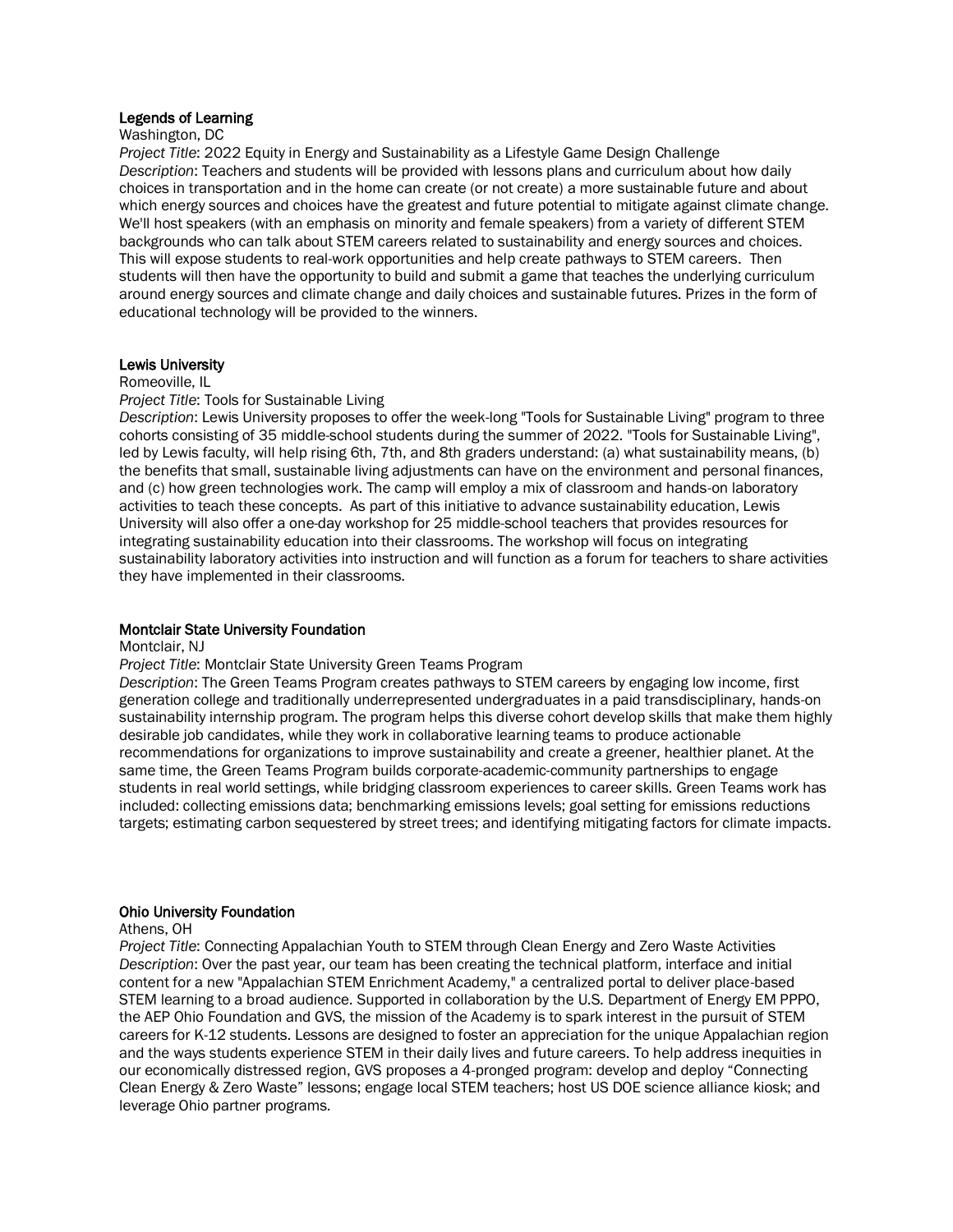### Legends of Learning

Washington, DC

*Project Title*: 2022 Equity in Energy and Sustainability as a Lifestyle Game Design Challenge

*Description*: Teachers and students will be provided with lessons plans and curriculum about how daily choices in transportation and in the home can create (or not create) a more sustainable future and about which energy sources and choices have the greatest and future potential to mitigate against climate change. We'll host speakers (with an emphasis on minority and female speakers) from a variety of different STEM backgrounds who can talk about STEM careers related to sustainability and energy sources and choices. This will expose students to real-work opportunities and help create pathways to STEM careers. Then students will then have the opportunity to build and submit a game that teaches the underlying curriculum around energy sources and climate change and daily choices and sustainable futures. Prizes in the form of educational technology will be provided to the winners.

### Lewis University

Romeoville, IL

*Project Title*: Tools for Sustainable Living

*Description*: Lewis University proposes to offer the week-long "Tools for Sustainable Living" program to three cohorts consisting of 35 middle-school students during the summer of 2022. "Tools for Sustainable Living", led by Lewis faculty, will help rising 6th, 7th, and 8th graders understand: (a) what sustainability means, (b) the benefits that small, sustainable living adjustments can have on the environment and personal finances, and (c) how green technologies work. The camp will employ a mix of classroom and hands-on laboratory activities to teach these concepts. As part of this initiative to advance sustainability education, Lewis University will also offer a one-day workshop for 25 middle-school teachers that provides resources for integrating sustainability education into their classrooms. The workshop will focus on integrating sustainability laboratory activities into instruction and will function as a forum for teachers to share activities they have implemented in their classrooms.

### Montclair State University Foundation

Montclair, NJ

*Project Title*: Montclair State University Green Teams Program

*Description*: The Green Teams Program creates pathways to STEM careers by engaging low income, first generation college and traditionally underrepresented undergraduates in a paid transdisciplinary, hands-on sustainability internship program. The program helps this diverse cohort develop skills that make them highly desirable job candidates, while they work in collaborative learning teams to produce actionable recommendations for organizations to improve sustainability and create a greener, healthier planet. At the same time, the Green Teams Program builds corporate-academic-community partnerships to engage students in real world settings, while bridging classroom experiences to career skills. Green Teams work has included: collecting emissions data; benchmarking emissions levels; goal setting for emissions reductions targets; estimating carbon sequestered by street trees; and identifying mitigating factors for climate impacts.

### Ohio University Foundation

Athens, OH

*Project Title*: Connecting Appalachian Youth to STEM through Clean Energy and Zero Waste Activities

*Description*: Over the past year, our team has been creating the technical platform, interface and initial content for a new "Appalachian STEM Enrichment Academy," a centralized portal to deliver place-based STEM learning to a broad audience. Supported in collaboration by the U.S. Department of Energy EM PPPO, the AEP Ohio Foundation and GVS, the mission of the Academy is to spark interest in the pursuit of STEM careers for K-12 students. Lessons are designed to foster an appreciation for the unique Appalachian region and the ways students experience STEM in their daily lives and future careers. To help address inequities in our economically distressed region, GVS proposes a 4-pronged program: develop and deploy “Connecting Clean Energy & Zero Waste” lessons; engage local STEM teachers; host US DOE science alliance kiosk; and leverage Ohio partner programs.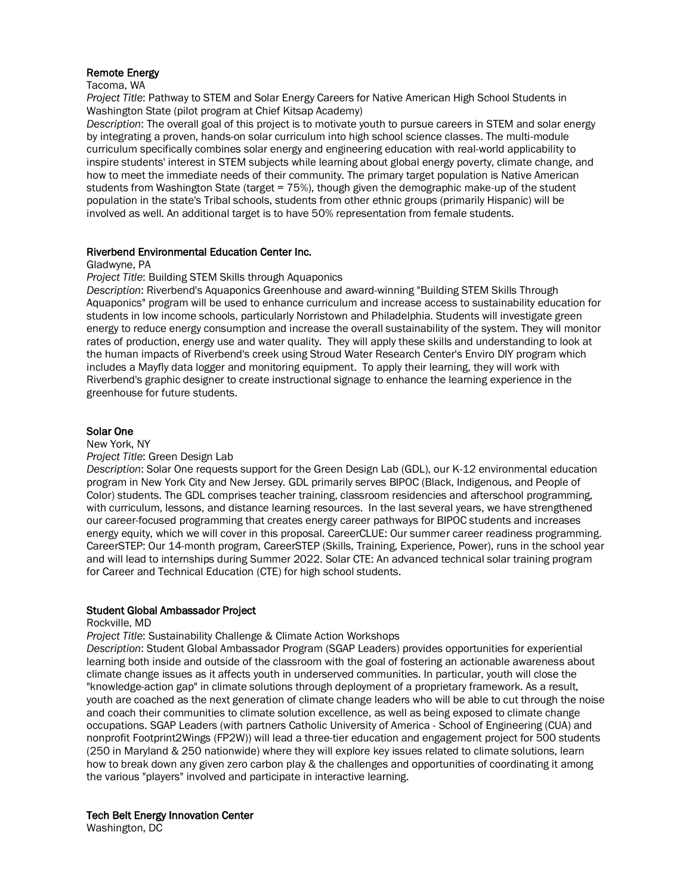**Remote Energy**

Tacoma, WA

*Project Title*: Pathway to STEM and Solar Energy Careers for Native American High School Students in Washington State (pilot program at Chief Kitsap Academy)

*Description*: The overall goal of this project is to motivate youth to pursue careers in STEM and solar energy by integrating a proven, hands-on solar curriculum into high school science classes. The multi-module curriculum specifically combines solar energy and engineering education with real-world applicability to inspire students' interest in STEM subjects while learning about global energy poverty, climate change, and how to meet the immediate needs of their community. The primary target population is Native American students from Washington State (target = 75%), though given the demographic make-up of the student population in the state's Tribal schools, students from other ethnic groups (primarily Hispanic) will be involved as well. An additional target is to have 50% representation from female students.

**Riverbend Environmental Education Center Inc.**

Gladwyne, PA

*Project Title*: Building STEM Skills through Aquaponics

*Description*: Riverbend's Aquaponics Greenhouse and award-winning "Building STEM Skills Through Aquaponics" program will be used to enhance curriculum and increase access to sustainability education for students in low income schools, particularly Norristown and Philadelphia. Students will investigate green energy to reduce energy consumption and increase the overall sustainability of the system. They will monitor rates of production, energy use and water quality. They will apply these skills and understanding to look at the human impacts of Riverbend's creek using Stroud Water Research Center's Enviro DIY program which includes a Mayfly data logger and monitoring equipment. To apply their learning, they will work with Riverbend's graphic designer to create instructional signage to enhance the learning experience in the greenhouse for future students.

**Solar One**

New York, NY

*Project Title*: Green Design Lab

*Description*: Solar One requests support for the Green Design Lab (GDL), our K-12 environmental education program in New York City and New Jersey. GDL primarily serves BIPOC (Black, Indigenous, and People of Color) students. The GDL comprises teacher training, classroom residencies and afterschool programming, with curriculum, lessons, and distance learning resources. In the last several years, we have strengthened our career-focused programming that creates energy career pathways for BIPOC students and increases energy equity, which we will cover in this proposal. CareerCLUE: Our summer career readiness programming. CareerSTEP: Our 14-month program, CareerSTEP (Skills, Training, Experience, Power), runs in the school year and will lead to internships during Summer 2022. Solar CTE: An advanced technical solar training program for Career and Technical Education (CTE) for high school students.

**Student Global Ambassador Project**

Rockville, MD

*Project Title*: Sustainability Challenge & Climate Action Workshops

*Description*: Student Global Ambassador Program (SGAP Leaders) provides opportunities for experiential learning both inside and outside of the classroom with the goal of fostering an actionable awareness about climate change issues as it affects youth in underserved communities. In particular, youth will close the "knowledge-action gap" in climate solutions through deployment of a proprietary framework. As a result, youth are coached as the next generation of climate change leaders who will be able to cut through the noise and coach their communities to climate solution excellence, as well as being exposed to climate change occupations. SGAP Leaders (with partners Catholic University of America - School of Engineering (CUA) and nonprofit Footprint2Wings (FP2W)) will lead a three-tier education and engagement project for 500 students (250 in Maryland & 250 nationwide) where they will explore key issues related to climate solutions, learn how to break down any given zero carbon play & the challenges and opportunities of coordinating it among the various "players" involved and participate in interactive learning.

**Tech Belt Energy Innovation Center**

Washington, DC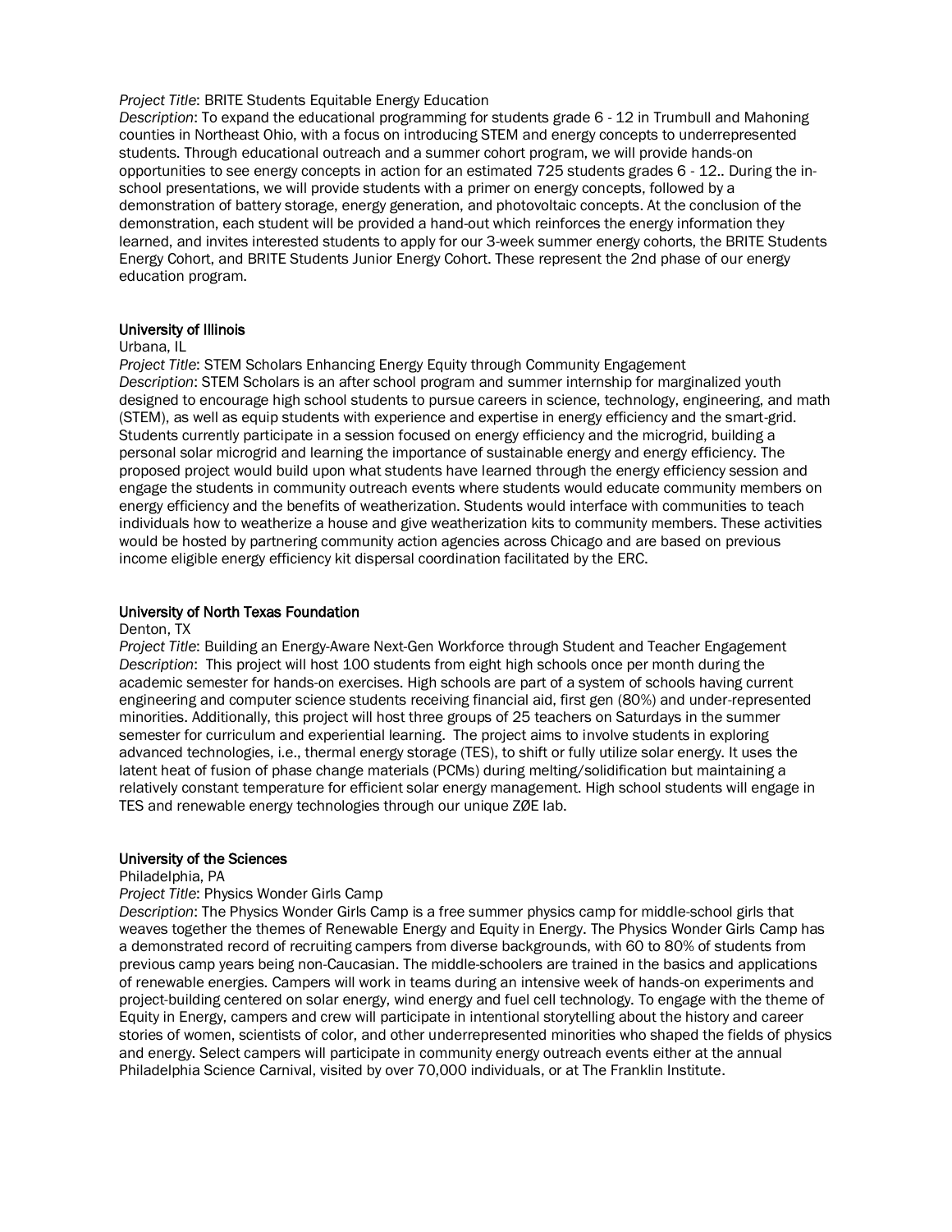*Project Title*: BRITE Students Equitable Energy Education

*Description*: To expand the educational programming for students grade 6 - 12 in Trumbull and Mahoning counties in Northeast Ohio, with a focus on introducing STEM and energy concepts to underrepresented students. Through educational outreach and a summer cohort program, we will provide hands-on opportunities to see energy concepts in action for an estimated 725 students grades 6 - 12.. During the in-school presentations, we will provide students with a primer on energy concepts, followed by a demonstration of battery storage, energy generation, and photovoltaic concepts. At the conclusion of the demonstration, each student will be provided a hand-out which reinforces the energy information they learned, and invites interested students to apply for our 3-week summer energy cohorts, the BRITE Students Energy Cohort, and BRITE Students Junior Energy Cohort. These represent the 2nd phase of our energy education program.

University of Illinois

Urbana, IL

*Project Title*: STEM Scholars Enhancing Energy Equity through Community Engagement

*Description*: STEM Scholars is an after school program and summer internship for marginalized youth designed to encourage high school students to pursue careers in science, technology, engineering, and math (STEM), as well as equip students with experience and expertise in energy efficiency and the smart-grid. Students currently participate in a session focused on energy efficiency and the microgrid, building a personal solar microgrid and learning the importance of sustainable energy and energy efficiency. The proposed project would build upon what students have learned through the energy efficiency session and engage the students in community outreach events where students would educate community members on energy efficiency and the benefits of weatherization. Students would interface with communities to teach individuals how to weatherize a house and give weatherization kits to community members. These activities would be hosted by partnering community action agencies across Chicago and are based on previous income eligible energy efficiency kit dispersal coordination facilitated by the ERC.

University of North Texas Foundation

Denton, TX

*Project Title*: Building an Energy-Aware Next-Gen Workforce through Student and Teacher Engagement

*Description*: This project will host 100 students from eight high schools once per month during the academic semester for hands-on exercises. High schools are part of a system of schools having current engineering and computer science students receiving financial aid, first gen (80%) and under-represented minorities. Additionally, this project will host three groups of 25 teachers on Saturdays in the summer semester for curriculum and experiential learning. The project aims to involve students in exploring advanced technologies, i.e., thermal energy storage (TES), to shift or fully utilize solar energy. It uses the latent heat of fusion of phase change materials (PCMs) during melting/solidification but maintaining a relatively constant temperature for efficient solar energy management. High school students will engage in TES and renewable energy technologies through our unique ZØE lab.

University of the Sciences

Philadelphia, PA

*Project Title*: Physics Wonder Girls Camp

*Description*: The Physics Wonder Girls Camp is a free summer physics camp for middle-school girls that weaves together the themes of Renewable Energy and Equity in Energy. The Physics Wonder Girls Camp has a demonstrated record of recruiting campers from diverse backgrounds, with 60 to 80% of students from previous camp years being non-Caucasian. The middle-schoolers are trained in the basics and applications of renewable energies. Campers will work in teams during an intensive week of hands-on experiments and project-building centered on solar energy, wind energy and fuel cell technology. To engage with the theme of Equity in Energy, campers and crew will participate in intentional storytelling about the history and career stories of women, scientists of color, and other underrepresented minorities who shaped the fields of physics and energy. Select campers will participate in community energy outreach events either at the annual Philadelphia Science Carnival, visited by over 70,000 individuals, or at The Franklin Institute.